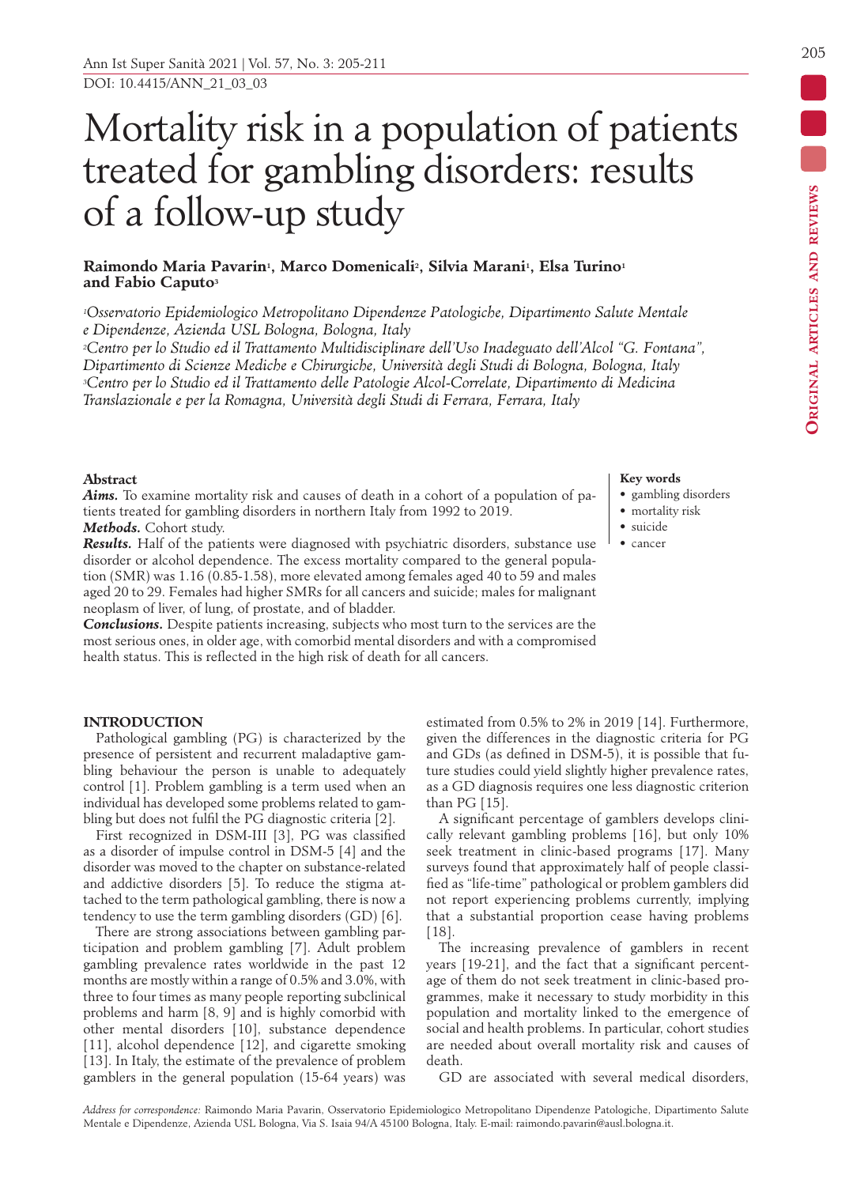DOI: 10.4415/ANN_21_03_03

# Mortality risk in a population of patients treated for gambling disorders: results of a follow-up study

**Raimondo Maria Pavarin[1], Marco Domenicali[2], Silvia Marani[1], Elsa Turino[1] and Fabio Caputo[3]**

*[1]Osservatorio Epidemiologico Metropolitano Dipendenze Patologiche, Dipartimento Salute Mentale e Dipendenze, Azienda USL Bologna, Bologna, Italy*
*[2]Centro per lo Studio ed il Trattamento Multidisciplinare dell'Uso Inadeguato dell'Alcol "G. Fontana", Dipartimento di Scienze Mediche e Chirurgiche, Università degli Studi di Bologna, Bologna, Italy*
*[3]Centro per lo Studio ed il Trattamento delle Patologie Alcol-Correlate, Dipartimento di Medicina Translazionale e per la Romagna, Università degli Studi di Ferrara, Ferrara, Italy*

## Abstract

***Aims.*** To examine mortality risk and causes of death in a cohort of a population of patients treated for gambling disorders in northern Italy from 1992 to 2019.

***Methods.*** Cohort study.

***Results.*** Half of the patients were diagnosed with psychiatric disorders, substance use disorder or alcohol dependence. The excess mortality compared to the general population (SMR) was 1.16 (0.85-1.58), more elevated among females aged 40 to 59 and males aged 20 to 29. Females had higher SMRs for all cancers and suicide; males for malignant neoplasm of liver, of lung, of prostate, and of bladder.

***Conclusions.*** Despite patients increasing, subjects who most turn to the services are the most serious ones, in older age, with comorbid mental disorders and with a compromised health status. This is reflected in the high risk of death for all cancers.

**Key words**
- gambling disorders
- mortality risk
- suicide
- cancer

## INTRODUCTION

Pathological gambling (PG) is characterized by the presence of persistent and recurrent maladaptive gambling behaviour the person is unable to adequately control [1]. Problem gambling is a term used when an individual has developed some problems related to gambling but does not fulfil the PG diagnostic criteria [2].

First recognized in DSM-III [3], PG was classified as a disorder of impulse control in DSM-5 [4] and the disorder was moved to the chapter on substance-related and addictive disorders [5]. To reduce the stigma attached to the term pathological gambling, there is now a tendency to use the term gambling disorders (GD) [6].

There are strong associations between gambling participation and problem gambling [7]. Adult problem gambling prevalence rates worldwide in the past 12 months are mostly within a range of 0.5% and 3.0%, with three to four times as many people reporting subclinical problems and harm [8, 9] and is highly comorbid with other mental disorders [10], substance dependence [11], alcohol dependence [12], and cigarette smoking [13]. In Italy, the estimate of the prevalence of problem gamblers in the general population (15-64 years) was estimated from 0.5% to 2% in 2019 [14]. Furthermore, given the differences in the diagnostic criteria for PG and GDs (as defined in DSM-5), it is possible that future studies could yield slightly higher prevalence rates, as a GD diagnosis requires one less diagnostic criterion than PG [15].

A significant percentage of gamblers develops clinically relevant gambling problems [16], but only 10% seek treatment in clinic-based programs [17]. Many surveys found that approximately half of people classified as "life-time" pathological or problem gamblers did not report experiencing problems currently, implying that a substantial proportion cease having problems [18].

The increasing prevalence of gamblers in recent years [19-21], and the fact that a significant percentage of them do not seek treatment in clinic-based programmes, make it necessary to study morbidity in this population and mortality linked to the emergence of social and health problems. In particular, cohort studies are needed about overall mortality risk and causes of death.

GD are associated with several medical disorders,

*Address for correspondence:* Raimondo Maria Pavarin, Osservatorio Epidemiologico Metropolitano Dipendenze Patologiche, Dipartimento Salute Mentale e Dipendenze, Azienda USL Bologna, Via S. Isaia 94/A 45100 Bologna, Italy. E-mail: raimondo.pavarin@ausl.bologna.it.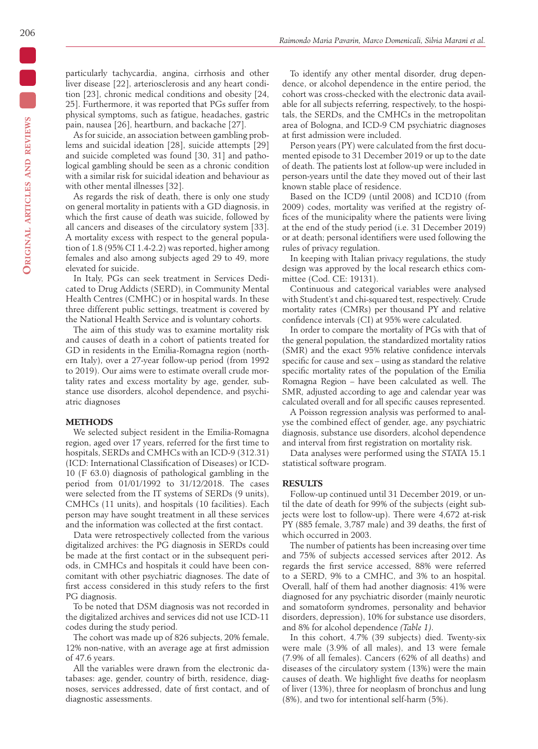particularly tachycardia, angina, cirrhosis and other liver disease [22], arteriosclerosis and any heart condition [23], chronic medical conditions and obesity [24, 25]. Furthermore, it was reported that PGs suffer from physical symptoms, such as fatigue, headaches, gastric pain, nausea [26], heartburn, and backache [27].

As for suicide, an association between gambling problems and suicidal ideation [28], suicide attempts [29] and suicide completed was found [30, 31] and pathological gambling should be seen as a chronic condition with a similar risk for suicidal ideation and behaviour as with other mental illnesses [32].

As regards the risk of death, there is only one study on general mortality in patients with a GD diagnosis, in which the first cause of death was suicide, followed by all cancers and diseases of the circulatory system [33]. A mortality excess with respect to the general population of 1.8 (95% CI 1.4-2.2) was reported, higher among females and also among subjects aged 29 to 49, more elevated for suicide.

In Italy, PGs can seek treatment in Services Dedicated to Drug Addicts (SERD), in Community Mental Health Centres (CMHC) or in hospital wards. In these three different public settings, treatment is covered by the National Health Service and is voluntary cohorts.

The aim of this study was to examine mortality risk and causes of death in a cohort of patients treated for GD in residents in the Emilia-Romagna region (northern Italy), over a 27-year follow-up period (from 1992 to 2019). Our aims were to estimate overall crude mortality rates and excess mortality by age, gender, substance use disorders, alcohol dependence, and psychiatric diagnoses

## METHODS

We selected subject resident in the Emilia-Romagna region, aged over 17 years, referred for the first time to hospitals, SERDs and CMHCs with an ICD-9 (312.31) (ICD: International Classification of Diseases) or ICD-10 (F 63.0) diagnosis of pathological gambling in the period from 01/01/1992 to 31/12/2018. The cases were selected from the IT systems of SERDs (9 units), CMHCs (11 units), and hospitals (10 facilities). Each person may have sought treatment in all these services and the information was collected at the first contact.

Data were retrospectively collected from the various digitalized archives: the PG diagnosis in SERDs could be made at the first contact or in the subsequent periods, in CMHCs and hospitals it could have been concomitant with other psychiatric diagnoses. The date of first access considered in this study refers to the first PG diagnosis.

To be noted that DSM diagnosis was not recorded in the digitalized archives and services did not use ICD-11 codes during the study period.

The cohort was made up of 826 subjects, 20% female, 12% non-native, with an average age at first admission of 47.6 years.

All the variables were drawn from the electronic databases: age, gender, country of birth, residence, diagnoses, services addressed, date of first contact, and of diagnostic assessments.

To identify any other mental disorder, drug dependence, or alcohol dependence in the entire period, the cohort was cross-checked with the electronic data available for all subjects referring, respectively, to the hospitals, the SERDs, and the CMHCs in the metropolitan area of Bologna, and ICD-9 CM psychiatric diagnoses at first admission were included.

Person years (PY) were calculated from the first documented episode to 31 December 2019 or up to the date of death. The patients lost at follow-up were included in person-years until the date they moved out of their last known stable place of residence.

Based on the ICD9 (until 2008) and ICD10 (from 2009) codes, mortality was verified at the registry offices of the municipality where the patients were living at the end of the study period (i.e. 31 December 2019) or at death; personal identifiers were used following the rules of privacy regulation.

In keeping with Italian privacy regulations, the study design was approved by the local research ethics committee (Cod. CE: 19131).

Continuous and categorical variables were analysed with Student's t and chi-squared test, respectively. Crude mortality rates (CMRs) per thousand PY and relative confidence intervals (CI) at 95% were calculated.

In order to compare the mortality of PGs with that of the general population, the standardized mortality ratios (SMR) and the exact 95% relative confidence intervals specific for cause and sex – using as standard the relative specific mortality rates of the population of the Emilia Romagna Region – have been calculated as well. The SMR, adjusted according to age and calendar year was calculated overall and for all specific causes represented.

A Poisson regression analysis was performed to analyse the combined effect of gender, age, any psychiatric diagnosis, substance use disorders, alcohol dependence and interval from first registration on mortality risk.

Data analyses were performed using the STATA 15.1 statistical software program.

## RESULTS

Follow-up continued until 31 December 2019, or until the date of death for 99% of the subjects (eight subjects were lost to follow-up). There were 4,672 at-risk PY (885 female, 3,787 male) and 39 deaths, the first of which occurred in 2003.

The number of patients has been increasing over time and 75% of subjects accessed services after 2012. As regards the first service accessed, 88% were referred to a SERD, 9% to a CMHC, and 3% to an hospital. Overall, half of them had another diagnosis: 41% were diagnosed for any psychiatric disorder (mainly neurotic and somatoform syndromes, personality and behavior disorders, depression), 10% for substance use disorders, and 8% for alcohol dependence *(Table 1)*.

In this cohort, 4.7% (39 subjects) died. Twenty-six were male (3.9% of all males), and 13 were female (7.9% of all females). Cancers (62% of all deaths) and diseases of the circulatory system (13%) were the main causes of death. We highlight five deaths for neoplasm of liver (13%), three for neoplasm of bronchus and lung (8%), and two for intentional self-harm (5%).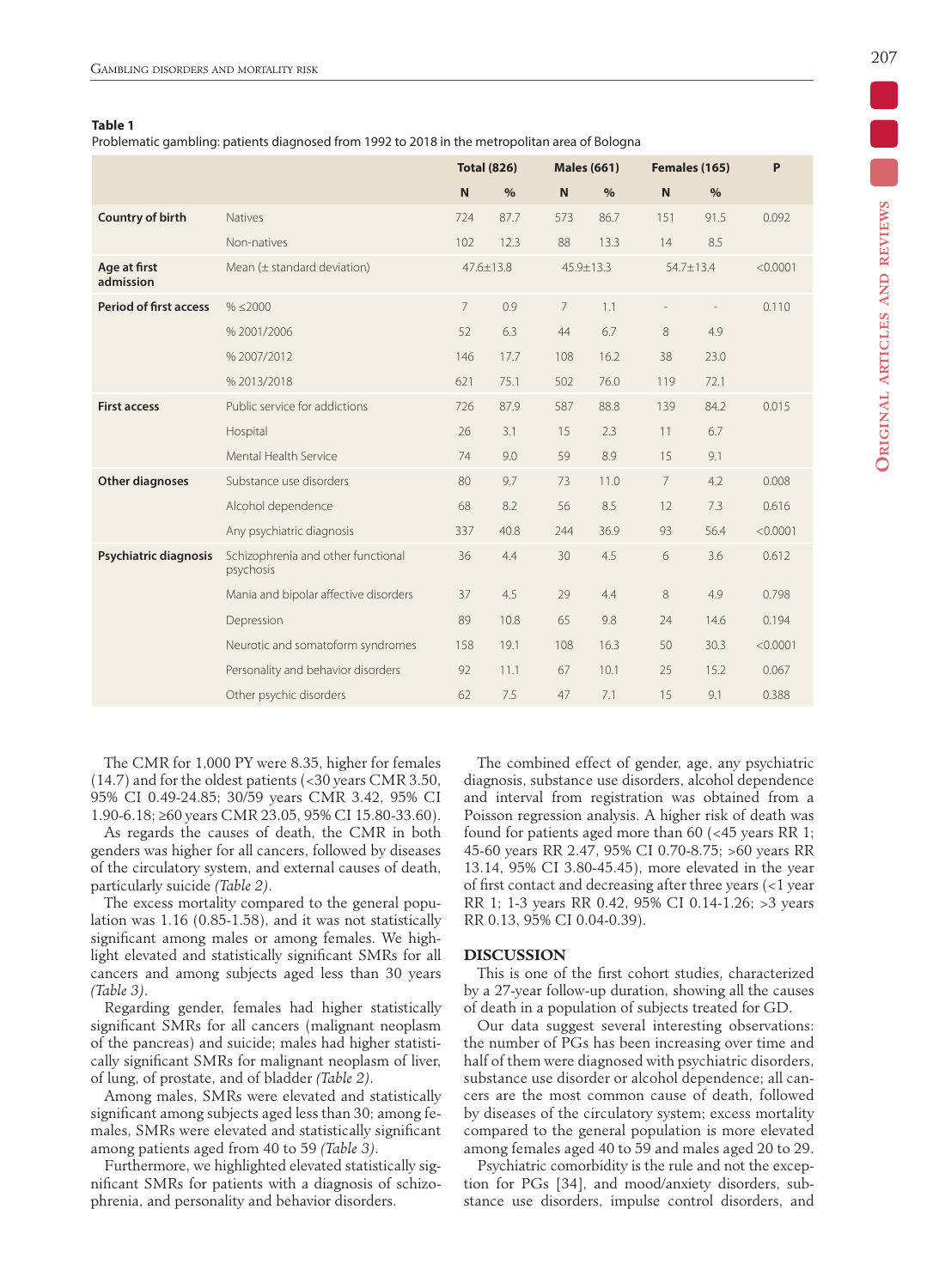**Table 1**
Problematic gambling: patients diagnosed from 1992 to 2018 in the metropolitan area of Bologna

| | | Total (826) | | Males (661) | | Females (165) | | P |
|---|---|---|---|---|---|---|---|---|
| | | N | % | N | % | N | % | |
| **Country of birth** | Natives | 724 | 87.7 | 573 | 86.7 | 151 | 91.5 | 0.092 |
| | Non-natives | 102 | 12.3 | 88 | 13.3 | 14 | 8.5 | |
| **Age at first admission** | Mean (± standard deviation) | 47.6±13.8 | | 45.9±13.3 | | 54.7±13.4 | | <0.0001 |
| **Period of first access** | % ≤2000 | 7 | 0.9 | 7 | 1.1 | - | - | 0.110 |
| | % 2001/2006 | 52 | 6.3 | 44 | 6.7 | 8 | 4.9 | |
| | % 2007/2012 | 146 | 17.7 | 108 | 16.2 | 38 | 23.0 | |
| | % 2013/2018 | 621 | 75.1 | 502 | 76.0 | 119 | 72.1 | |
| **First access** | Public service for addictions | 726 | 87.9 | 587 | 88.8 | 139 | 84.2 | 0.015 |
| | Hospital | 26 | 3.1 | 15 | 2.3 | 11 | 6.7 | |
| | Mental Health Service | 74 | 9.0 | 59 | 8.9 | 15 | 9.1 | |
| **Other diagnoses** | Substance use disorders | 80 | 9.7 | 73 | 11.0 | 7 | 4.2 | 0.008 |
| | Alcohol dependence | 68 | 8.2 | 56 | 8.5 | 12 | 7.3 | 0.616 |
| | Any psychiatric diagnosis | 337 | 40.8 | 244 | 36.9 | 93 | 56.4 | <0.0001 |
| **Psychiatric diagnosis** | Schizophrenia and other functional psychosis | 36 | 4.4 | 30 | 4.5 | 6 | 3.6 | 0.612 |
| | Mania and bipolar affective disorders | 37 | 4.5 | 29 | 4.4 | 8 | 4.9 | 0.798 |
| | Depression | 89 | 10.8 | 65 | 9.8 | 24 | 14.6 | 0.194 |
| | Neurotic and somatoform syndromes | 158 | 19.1 | 108 | 16.3 | 50 | 30.3 | <0.0001 |
| | Personality and behavior disorders | 92 | 11.1 | 67 | 10.1 | 25 | 15.2 | 0.067 |
| | Other psychic disorders | 62 | 7.5 | 47 | 7.1 | 15 | 9.1 | 0.388 |

The CMR for 1,000 PY were 8.35, higher for females (14.7) and for the oldest patients (<30 years CMR 3.50, 95% CI 0.49-24.85; 30/59 years CMR 3.42, 95% CI 1.90-6.18; ≥60 years CMR 23.05, 95% CI 15.80-33.60).

As regards the causes of death, the CMR in both genders was higher for all cancers, followed by diseases of the circulatory system, and external causes of death, particularly suicide *(Table 2)*.

The excess mortality compared to the general population was 1.16 (0.85-1.58), and it was not statistically significant among males or among females. We highlight elevated and statistically significant SMRs for all cancers and among subjects aged less than 30 years *(Table 3)*.

Regarding gender, females had higher statistically significant SMRs for all cancers (malignant neoplasm of the pancreas) and suicide; males had higher statistically significant SMRs for malignant neoplasm of liver, of lung, of prostate, and of bladder *(Table 2)*.

Among males, SMRs were elevated and statistically significant among subjects aged less than 30; among females, SMRs were elevated and statistically significant among patients aged from 40 to 59 *(Table 3)*.

Furthermore, we highlighted elevated statistically significant SMRs for patients with a diagnosis of schizophrenia, and personality and behavior disorders.

The combined effect of gender, age, any psychiatric diagnosis, substance use disorders, alcohol dependence and interval from registration was obtained from a Poisson regression analysis. A higher risk of death was found for patients aged more than 60 (<45 years RR 1; 45-60 years RR 2.47, 95% CI 0.70-8.75; >60 years RR 13.14, 95% CI 3.80-45.45), more elevated in the year of first contact and decreasing after three years (<1 year RR 1; 1-3 years RR 0.42, 95% CI 0.14-1.26; >3 years RR 0.13, 95% CI 0.04-0.39).

## DISCUSSION

This is one of the first cohort studies, characterized by a 27-year follow-up duration, showing all the causes of death in a population of subjects treated for GD.

Our data suggest several interesting observations: the number of PGs has been increasing over time and half of them were diagnosed with psychiatric disorders, substance use disorder or alcohol dependence; all cancers are the most common cause of death, followed by diseases of the circulatory system; excess mortality compared to the general population is more elevated among females aged 40 to 59 and males aged 20 to 29.

Psychiatric comorbidity is the rule and not the exception for PGs [34], and mood/anxiety disorders, substance use disorders, impulse control disorders, and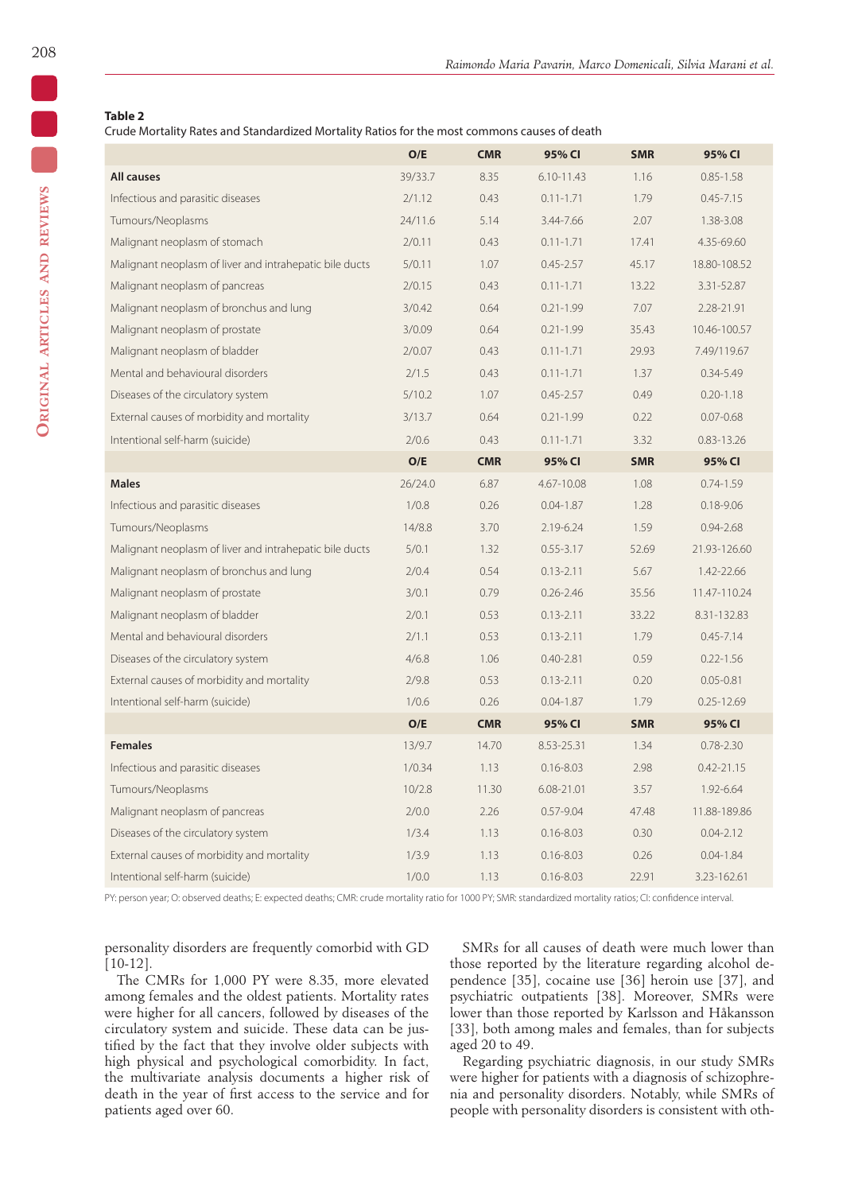**Table 2**
Crude Mortality Rates and Standardized Mortality Ratios for the most commons causes of death

| | O/E | CMR | 95% CI | SMR | 95% CI |
|---|---|---|---|---|---|
| **All causes** | 39/33.7 | 8.35 | 6.10-11.43 | 1.16 | 0.85-1.58 |
| Infectious and parasitic diseases | 2/1.12 | 0.43 | 0.11-1.71 | 1.79 | 0.45-7.15 |
| Tumours/Neoplasms | 24/11.6 | 5.14 | 3.44-7.66 | 2.07 | 1.38-3.08 |
| Malignant neoplasm of stomach | 2/0.11 | 0.43 | 0.11-1.71 | 17.41 | 4.35-69.60 |
| Malignant neoplasm of liver and intrahepatic bile ducts | 5/0.11 | 1.07 | 0.45-2.57 | 45.17 | 18.80-108.52 |
| Malignant neoplasm of pancreas | 2/0.15 | 0.43 | 0.11-1.71 | 13.22 | 3.31-52.87 |
| Malignant neoplasm of bronchus and lung | 3/0.42 | 0.64 | 0.21-1.99 | 7.07 | 2.28-21.91 |
| Malignant neoplasm of prostate | 3/0.09 | 0.64 | 0.21-1.99 | 35.43 | 10.46-100.57 |
| Malignant neoplasm of bladder | 2/0.07 | 0.43 | 0.11-1.71 | 29.93 | 7.49/119.67 |
| Mental and behavioural disorders | 2/1.5 | 0.43 | 0.11-1.71 | 1.37 | 0.34-5.49 |
| Diseases of the circulatory system | 5/10.2 | 1.07 | 0.45-2.57 | 0.49 | 0.20-1.18 |
| External causes of morbidity and mortality | 3/13.7 | 0.64 | 0.21-1.99 | 0.22 | 0.07-0.68 |
| Intentional self-harm (suicide) | 2/0.6 | 0.43 | 0.11-1.71 | 3.32 | 0.83-13.26 |
| | **O/E** | **CMR** | **95% CI** | **SMR** | **95% CI** |
| **Males** | 26/24.0 | 6.87 | 4.67-10.08 | 1.08 | 0.74-1.59 |
| Infectious and parasitic diseases | 1/0.8 | 0.26 | 0.04-1.87 | 1.28 | 0.18-9.06 |
| Tumours/Neoplasms | 14/8.8 | 3.70 | 2.19-6.24 | 1.59 | 0.94-2.68 |
| Malignant neoplasm of liver and intrahepatic bile ducts | 5/0.1 | 1.32 | 0.55-3.17 | 52.69 | 21.93-126.60 |
| Malignant neoplasm of bronchus and lung | 2/0.4 | 0.54 | 0.13-2.11 | 5.67 | 1.42-22.66 |
| Malignant neoplasm of prostate | 3/0.1 | 0.79 | 0.26-2.46 | 35.56 | 11.47-110.24 |
| Malignant neoplasm of bladder | 2/0.1 | 0.53 | 0.13-2.11 | 33.22 | 8.31-132.83 |
| Mental and behavioural disorders | 2/1.1 | 0.53 | 0.13-2.11 | 1.79 | 0.45-7.14 |
| Diseases of the circulatory system | 4/6.8 | 1.06 | 0.40-2.81 | 0.59 | 0.22-1.56 |
| External causes of morbidity and mortality | 2/9.8 | 0.53 | 0.13-2.11 | 0.20 | 0.05-0.81 |
| Intentional self-harm (suicide) | 1/0.6 | 0.26 | 0.04-1.87 | 1.79 | 0.25-12.69 |
| | **O/E** | **CMR** | **95% CI** | **SMR** | **95% CI** |
| **Females** | 13/9.7 | 14.70 | 8.53-25.31 | 1.34 | 0.78-2.30 |
| Infectious and parasitic diseases | 1/0.34 | 1.13 | 0.16-8.03 | 2.98 | 0.42-21.15 |
| Tumours/Neoplasms | 10/2.8 | 11.30 | 6.08-21.01 | 3.57 | 1.92-6.64 |
| Malignant neoplasm of pancreas | 2/0.0 | 2.26 | 0.57-9.04 | 47.48 | 11.88-189.86 |
| Diseases of the circulatory system | 1/3.4 | 1.13 | 0.16-8.03 | 0.30 | 0.04-2.12 |
| External causes of morbidity and mortality | 1/3.9 | 1.13 | 0.16-8.03 | 0.26 | 0.04-1.84 |
| Intentional self-harm (suicide) | 1/0.0 | 1.13 | 0.16-8.03 | 22.91 | 3.23-162.61 |

PY: person year; O: observed deaths; E: expected deaths; CMR: crude mortality ratio for 1000 PY; SMR: standardized mortality ratios; CI: confidence interval.

personality disorders are frequently comorbid with GD [10-12].

The CMRs for 1,000 PY were 8.35, more elevated among females and the oldest patients. Mortality rates were higher for all cancers, followed by diseases of the circulatory system and suicide. These data can be justified by the fact that they involve older subjects with high physical and psychological comorbidity. In fact, the multivariate analysis documents a higher risk of death in the year of first access to the service and for patients aged over 60.

SMRs for all causes of death were much lower than those reported by the literature regarding alcohol dependence [35], cocaine use [36] heroin use [37], and psychiatric outpatients [38]. Moreover, SMRs were lower than those reported by Karlsson and Håkansson [33], both among males and females, than for subjects aged 20 to 49.

Regarding psychiatric diagnosis, in our study SMRs were higher for patients with a diagnosis of schizophrenia and personality disorders. Notably, while SMRs of people with personality disorders is consistent with oth-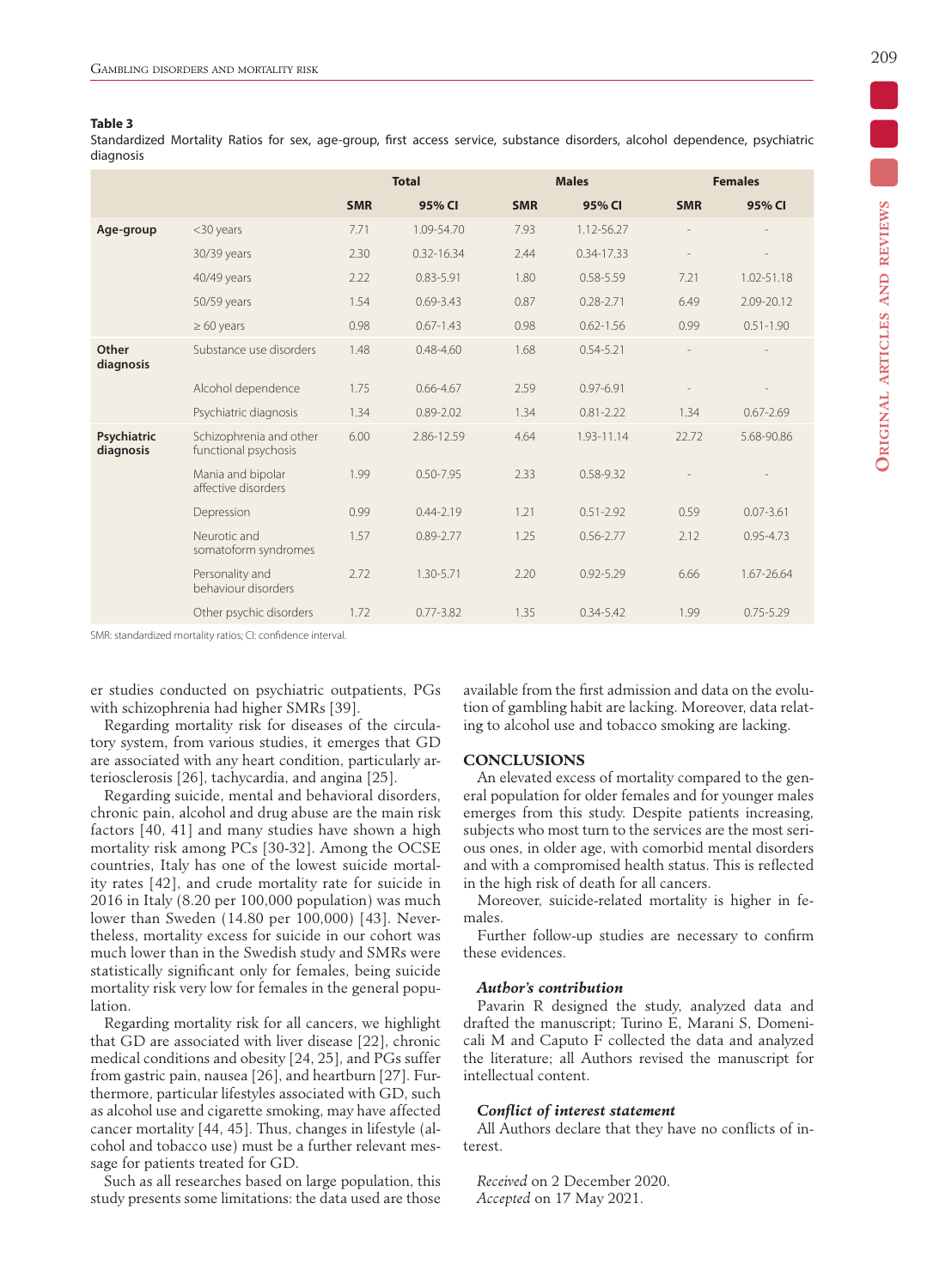**Table 3**

Standardized Mortality Ratios for sex, age-group, first access service, substance disorders, alcohol dependence, psychiatric diagnosis

| | | Total | | Males | | Females | |
|---|---|---|---|---|---|---|---|
| | | SMR | 95% CI | SMR | 95% CI | SMR | 95% CI |
| **Age-group** | <30 years | 7.71 | 1.09-54.70 | 7.93 | 1.12-56.27 | - | - |
| | 30/39 years | 2.30 | 0.32-16.34 | 2.44 | 0.34-17.33 | - | - |
| | 40/49 years | 2.22 | 0.83-5.91 | 1.80 | 0.58-5.59 | 7.21 | 1.02-51.18 |
| | 50/59 years | 1.54 | 0.69-3.43 | 0.87 | 0.28-2.71 | 6.49 | 2.09-20.12 |
| | ≥ 60 years | 0.98 | 0.67-1.43 | 0.98 | 0.62-1.56 | 0.99 | 0.51-1.90 |
| **Other diagnosis** | Substance use disorders | 1.48 | 0.48-4.60 | 1.68 | 0.54-5.21 | - | - |
| | Alcohol dependence | 1.75 | 0.66-4.67 | 2.59 | 0.97-6.91 | - | - |
| | Psychiatric diagnosis | 1.34 | 0.89-2.02 | 1.34 | 0.81-2.22 | 1.34 | 0.67-2.69 |
| **Psychiatric diagnosis** | Schizophrenia and other functional psychosis | 6.00 | 2.86-12.59 | 4.64 | 1.93-11.14 | 22.72 | 5.68-90.86 |
| | Mania and bipolar affective disorders | 1.99 | 0.50-7.95 | 2.33 | 0.58-9.32 | - | - |
| | Depression | 0.99 | 0.44-2.19 | 1.21 | 0.51-2.92 | 0.59 | 0.07-3.61 |
| | Neurotic and somatoform syndromes | 1.57 | 0.89-2.77 | 1.25 | 0.56-2.77 | 2.12 | 0.95-4.73 |
| | Personality and behaviour disorders | 2.72 | 1.30-5.71 | 2.20 | 0.92-5.29 | 6.66 | 1.67-26.64 |
| | Other psychic disorders | 1.72 | 0.77-3.82 | 1.35 | 0.34-5.42 | 1.99 | 0.75-5.29 |

SMR: standardized mortality ratios; CI: confidence interval.

er studies conducted on psychiatric outpatients, PGs with schizophrenia had higher SMRs [39].

Regarding mortality risk for diseases of the circulatory system, from various studies, it emerges that GD are associated with any heart condition, particularly arteriosclerosis [26], tachycardia, and angina [25].

Regarding suicide, mental and behavioral disorders, chronic pain, alcohol and drug abuse are the main risk factors [40, 41] and many studies have shown a high mortality risk among PCs [30-32]. Among the OCSE countries, Italy has one of the lowest suicide mortality rates [42], and crude mortality rate for suicide in 2016 in Italy (8.20 per 100,000 population) was much lower than Sweden (14.80 per 100,000) [43]. Nevertheless, mortality excess for suicide in our cohort was much lower than in the Swedish study and SMRs were statistically significant only for females, being suicide mortality risk very low for females in the general population.

Regarding mortality risk for all cancers, we highlight that GD are associated with liver disease [22], chronic medical conditions and obesity [24, 25], and PGs suffer from gastric pain, nausea [26], and heartburn [27]. Furthermore, particular lifestyles associated with GD, such as alcohol use and cigarette smoking, may have affected cancer mortality [44, 45]. Thus, changes in lifestyle (alcohol and tobacco use) must be a further relevant message for patients treated for GD.

Such as all researches based on large population, this study presents some limitations: the data used are those available from the first admission and data on the evolution of gambling habit are lacking. Moreover, data relating to alcohol use and tobacco smoking are lacking.

## CONCLUSIONS

An elevated excess of mortality compared to the general population for older females and for younger males emerges from this study. Despite patients increasing, subjects who most turn to the services are the most serious ones, in older age, with comorbid mental disorders and with a compromised health status. This is reflected in the high risk of death for all cancers.

Moreover, suicide-related mortality is higher in females.

Further follow-up studies are necessary to confirm these evidences.

### *Author's contribution*

Pavarin R designed the study, analyzed data and drafted the manuscript; Turino E, Marani S, Domenicali M and Caputo F collected the data and analyzed the literature; all Authors revised the manuscript for intellectual content.

### *Conflict of interest statement*

All Authors declare that they have no conflicts of interest.

*Received* on 2 December 2020.
*Accepted* on 17 May 2021.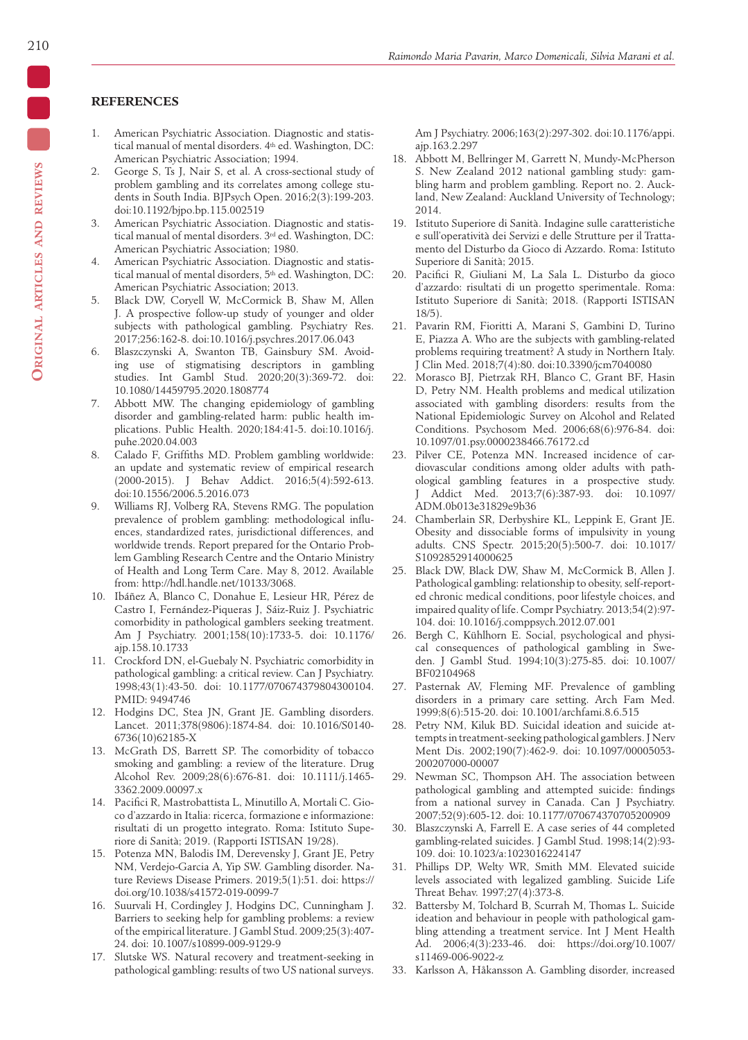## REFERENCES

1. American Psychiatric Association. Diagnostic and statistical manual of mental disorders. 4th ed. Washington, DC: American Psychiatric Association; 1994.
2. George S, Ts J, Nair S, et al. A cross-sectional study of problem gambling and its correlates among college students in South India. BJPsych Open. 2016;2(3):199-203. doi:10.1192/bjpo.bp.115.002519
3. American Psychiatric Association. Diagnostic and statistical manual of mental disorders. 3rd ed. Washington, DC: American Psychiatric Association; 1980.
4. American Psychiatric Association. Diagnostic and statistical manual of mental disorders, 5th ed. Washington, DC: American Psychiatric Association; 2013.
5. Black DW, Coryell W, McCormick B, Shaw M, Allen J. A prospective follow-up study of younger and older subjects with pathological gambling. Psychiatry Res. 2017;256:162-8. doi:10.1016/j.psychres.2017.06.043
6. Blaszczynski A, Swanton TB, Gainsbury SM. Avoiding use of stigmatising descriptors in gambling studies. Int Gambl Stud. 2020;20(3):369-72. doi: 10.1080/14459795.2020.1808774
7. Abbott MW. The changing epidemiology of gambling disorder and gambling-related harm: public health implications. Public Health. 2020;184:41-5. doi:10.1016/j.puhe.2020.04.003
8. Calado F, Griffiths MD. Problem gambling worldwide: an update and systematic review of empirical research (2000-2015). J Behav Addict. 2016;5(4):592-613. doi:10.1556/2006.5.2016.073
9. Williams RJ, Volberg RA, Stevens RMG. The population prevalence of problem gambling: methodological influences, standardized rates, jurisdictional differences, and worldwide trends. Report prepared for the Ontario Problem Gambling Research Centre and the Ontario Ministry of Health and Long Term Care. May 8, 2012. Available from: http://hdl.handle.net/10133/3068.
10. Ibáñez A, Blanco C, Donahue E, Lesieur HR, Pérez de Castro I, Fernández-Piqueras J, Sáiz-Ruiz J. Psychiatric comorbidity in pathological gamblers seeking treatment. Am J Psychiatry. 2001;158(10):1733-5. doi: 10.1176/ajp.158.10.1733
11. Crockford DN, el-Guebaly N. Psychiatric comorbidity in pathological gambling: a critical review. Can J Psychiatry. 1998;43(1):43-50. doi: 10.1177/070674379804300104. PMID: 9494746
12. Hodgins DC, Stea JN, Grant JE. Gambling disorders. Lancet. 2011;378(9806):1874-84. doi: 10.1016/S0140-6736(10)62185-X
13. McGrath DS, Barrett SP. The comorbidity of tobacco smoking and gambling: a review of the literature. Drug Alcohol Rev. 2009;28(6):676-81. doi: 10.1111/j.1465-3362.2009.00097.x
14. Pacifici R, Mastrobattista L, Minutillo A, Mortali C. Gioco d'azzardo in Italia: ricerca, formazione e informazione: risultati di un progetto integrato. Roma: Istituto Superiore di Sanità; 2019. (Rapporti ISTISAN 19/28).
15. Potenza MN, Balodis IM, Derevensky J, Grant JE, Petry NM, Verdejo-Garcia A, Yip SW. Gambling disorder. Nature Reviews Disease Primers. 2019;5(1):51. doi: https://doi.org/10.1038/s41572-019-0099-7
16. Suurvali H, Cordingley J, Hodgins DC, Cunningham J. Barriers to seeking help for gambling problems: a review of the empirical literature. J Gambl Stud. 2009;25(3):407-24. doi: 10.1007/s10899-009-9129-9
17. Slutske WS. Natural recovery and treatment-seeking in pathological gambling: results of two US national surveys. Am J Psychiatry. 2006;163(2):297-302. doi:10.1176/appi.ajp.163.2.297
18. Abbott M, Bellringer M, Garrett N, Mundy-McPherson S. New Zealand 2012 national gambling study: gambling harm and problem gambling. Report no. 2. Auckland, New Zealand: Auckland University of Technology; 2014.
19. Istituto Superiore di Sanità. Indagine sulle caratteristiche e sull'operatività dei Servizi e delle Strutture per il Trattamento del Disturbo da Gioco di Azzardo. Roma: Istituto Superiore di Sanità; 2015.
20. Pacifici R, Giuliani M, La Sala L. Disturbo da gioco d'azzardo: risultati di un progetto sperimentale. Roma: Istituto Superiore di Sanità; 2018. (Rapporti ISTISAN 18/5).
21. Pavarin RM, Fioritti A, Marani S, Gambini D, Turino E, Piazza A. Who are the subjects with gambling-related problems requiring treatment? A study in Northern Italy. J Clin Med. 2018;7(4):80. doi:10.3390/jcm7040080
22. Morasco BJ, Pietrzak RH, Blanco C, Grant BF, Hasin D, Petry NM. Health problems and medical utilization associated with gambling disorders: results from the National Epidemiologic Survey on Alcohol and Related Conditions. Psychosom Med. 2006;68(6):976-84. doi: 10.1097/01.psy.0000238466.76172.cd
23. Pilver CE, Potenza MN. Increased incidence of cardiovascular conditions among older adults with pathological gambling features in a prospective study. J Addict Med. 2013;7(6):387-93. doi: 10.1097/ADM.0b013e31829e9b36
24. Chamberlain SR, Derbyshire KL, Leppink E, Grant JE. Obesity and dissociable forms of impulsivity in young adults. CNS Spectr. 2015;20(5):500-7. doi: 10.1017/S1092852914000625
25. Black DW, Black DW, Shaw M, McCormick B, Allen J. Pathological gambling: relationship to obesity, self-reported chronic medical conditions, poor lifestyle choices, and impaired quality of life. Compr Psychiatry. 2013;54(2):97-104. doi: 10.1016/j.comppsych.2012.07.001
26. Bergh C, Kühlhorn E. Social, psychological and physical consequences of pathological gambling in Sweden. J Gambl Stud. 1994;10(3):275-85. doi: 10.1007/BF02104968
27. Pasternak AV, Fleming MF. Prevalence of gambling disorders in a primary care setting. Arch Fam Med. 1999;8(6):515-20. doi: 10.1001/archfami.8.6.515
28. Petry NM, Kiluk BD. Suicidal ideation and suicide attempts in treatment-seeking pathological gamblers. J Nerv Ment Dis. 2002;190(7):462-9. doi: 10.1097/00005053-200207000-00007
29. Newman SC, Thompson AH. The association between pathological gambling and attempted suicide: findings from a national survey in Canada. Can J Psychiatry. 2007;52(9):605-12. doi: 10.1177/070674370705200909
30. Blaszczynski A, Farrell E. A case series of 44 completed gambling-related suicides. J Gambl Stud. 1998;14(2):93-109. doi: 10.1023/a:1023016224147
31. Phillips DP, Welty WR, Smith MM. Elevated suicide levels associated with legalized gambling. Suicide Life Threat Behav. 1997;27(4):373-8.
32. Battersby M, Tolchard B, Scurrah M, Thomas L. Suicide ideation and behaviour in people with pathological gambling attending a treatment service. Int J Ment Health Ad. 2006;4(3):233-46. doi: https://doi.org/10.1007/s11469-006-9022-z
33. Karlsson A, Håkansson A. Gambling disorder, increased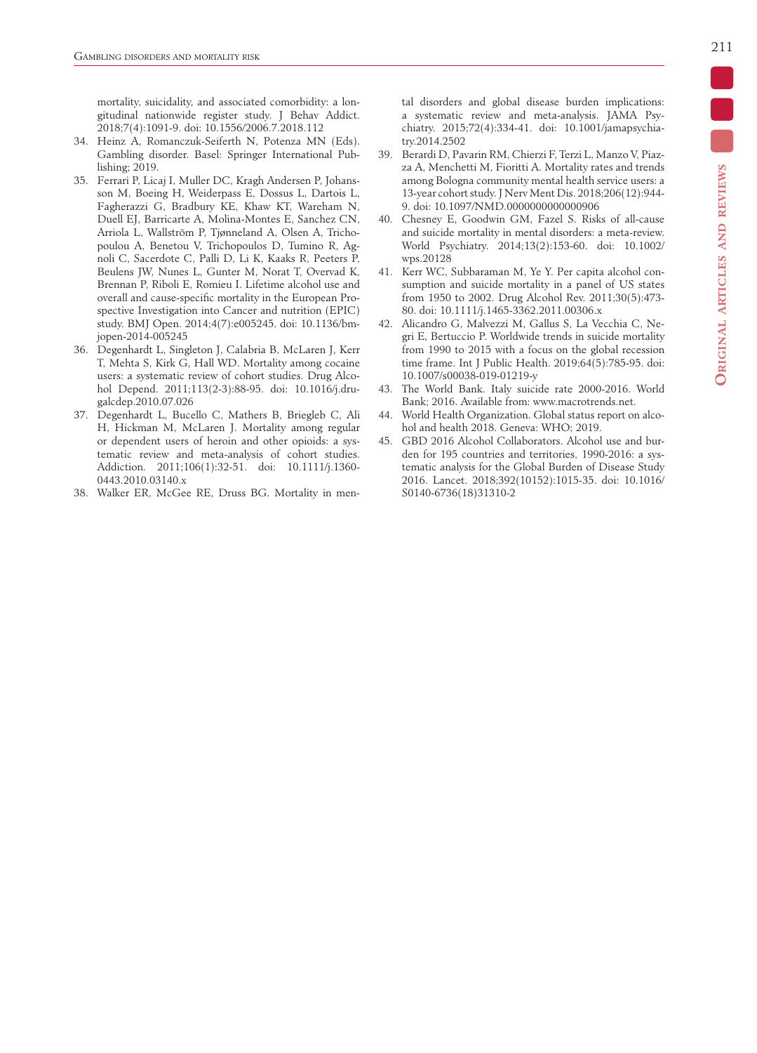mortality, suicidality, and associated comorbidity: a longitudinal nationwide register study. J Behav Addict. 2018;7(4):1091-9. doi: 10.1556/2006.7.2018.112

34. Heinz A, Romanczuk-Seiferth N, Potenza MN (Eds). Gambling disorder. Basel: Springer International Publishing; 2019.
35. Ferrari P, Licaj I, Muller DC, Kragh Andersen P, Johansson M, Boeing H, Weiderpass E, Dossus L, Dartois L, Fagherazzi G, Bradbury KE, Khaw KT, Wareham N, Duell EJ, Barricarte A, Molina-Montes E, Sanchez CN, Arriola L, Wallström P, Tjønneland A, Olsen A, Trichopoulou A, Benetou V, Trichopoulos D, Tumino R, Agnoli C, Sacerdote C, Palli D, Li K, Kaaks R, Peeters P, Beulens JW, Nunes L, Gunter M, Norat T, Overvad K, Brennan P, Riboli E, Romieu I. Lifetime alcohol use and overall and cause-specific mortality in the European Prospective Investigation into Cancer and nutrition (EPIC) study. BMJ Open. 2014;4(7):e005245. doi: 10.1136/bmjopen-2014-005245
36. Degenhardt L, Singleton J, Calabria B, McLaren J, Kerr T, Mehta S, Kirk G, Hall WD. Mortality among cocaine users: a systematic review of cohort studies. Drug Alcohol Depend. 2011;113(2-3):88-95. doi: 10.1016/j.drugalcdep.2010.07.026
37. Degenhardt L, Bucello C, Mathers B, Briegleb C, Ali H, Hickman M, McLaren J. Mortality among regular or dependent users of heroin and other opioids: a systematic review and meta-analysis of cohort studies. Addiction. 2011;106(1):32-51. doi: 10.1111/j.1360-0443.2010.03140.x
38. Walker ER, McGee RE, Druss BG. Mortality in mental disorders and global disease burden implications: a systematic review and meta-analysis. JAMA Psychiatry. 2015;72(4):334-41. doi: 10.1001/jamapsychiatry.2014.2502
39. Berardi D, Pavarin RM, Chierzi F, Terzi L, Manzo V, Piazza A, Menchetti M, Fioritti A. Mortality rates and trends among Bologna community mental health service users: a 13-year cohort study. J Nerv Ment Dis. 2018;206(12):944-9. doi: 10.1097/NMD.0000000000000906
40. Chesney E, Goodwin GM, Fazel S. Risks of all-cause and suicide mortality in mental disorders: a meta-review. World Psychiatry. 2014;13(2):153-60. doi: 10.1002/wps.20128
41. Kerr WC, Subbaraman M, Ye Y. Per capita alcohol consumption and suicide mortality in a panel of US states from 1950 to 2002. Drug Alcohol Rev. 2011;30(5):473-80. doi: 10.1111/j.1465-3362.2011.00306.x
42. Alicandro G, Malvezzi M, Gallus S, La Vecchia C, Negri E, Bertuccio P. Worldwide trends in suicide mortality from 1990 to 2015 with a focus on the global recession time frame. Int J Public Health. 2019;64(5):785-95. doi: 10.1007/s00038-019-01219-y
43. The World Bank. Italy suicide rate 2000-2016. World Bank; 2016. Available from: www.macrotrends.net.
44. World Health Organization. Global status report on alcohol and health 2018. Geneva: WHO; 2019.
45. GBD 2016 Alcohol Collaborators. Alcohol use and burden for 195 countries and territories, 1990-2016: a systematic analysis for the Global Burden of Disease Study 2016. Lancet. 2018;392(10152):1015-35. doi: 10.1016/S0140-6736(18)31310-2